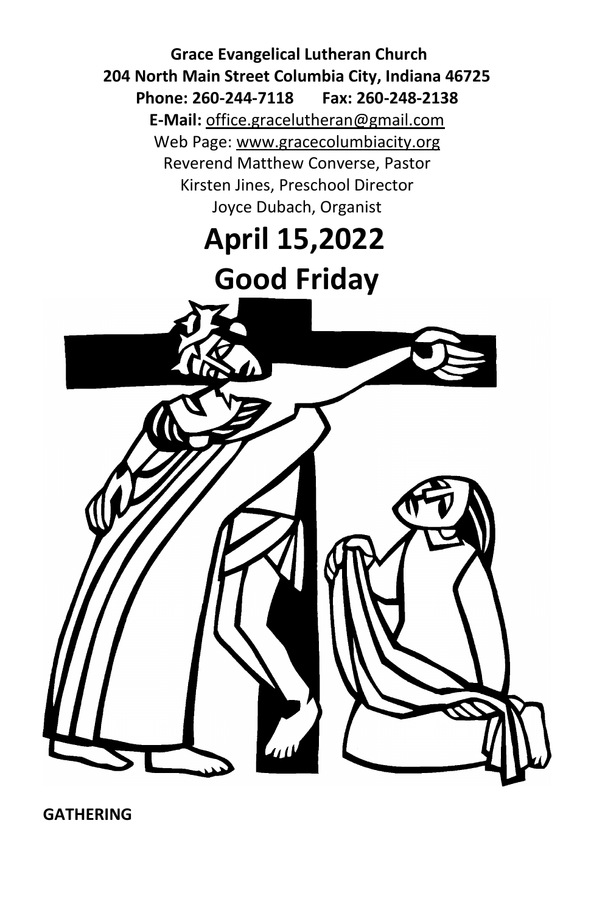**Grace Evangelical Lutheran Church**
**204 North Main Street Columbia City, Indiana 46725**
**Phone: 260-244-7118 Fax: 260-248-2138**
**E-Mail:** office.gracelutheran@gmail.com
Web Page: www.gracecolumbiacity.org
Reverend Matthew Converse, Pastor
Kirsten Jines, Preschool Director
Joyce Dubach, Organist

# April 15,2022
# Good Friday

**GATHERING**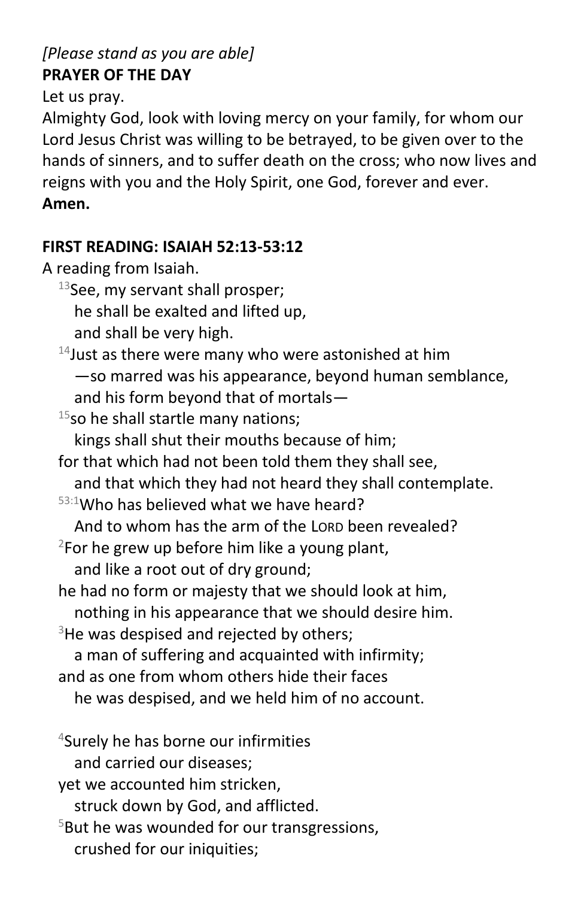*[Please stand as you are able]*

**PRAYER OF THE DAY**

Let us pray.

Almighty God, look with loving mercy on your family, for whom our Lord Jesus Christ was willing to be betrayed, to be given over to the hands of sinners, and to suffer death on the cross; who now lives and reigns with you and the Holy Spirit, one God, forever and ever.
**Amen.**

**FIRST READING: ISAIAH 52:13-53:12**

A reading from Isaiah.

[13]See, my servant shall prosper;
he shall be exalted and lifted up,
and shall be very high.
[14]Just as there were many who were astonished at him
—so marred was his appearance, beyond human semblance,
and his form beyond that of mortals—
[15]so he shall startle many nations;
kings shall shut their mouths because of him;
for that which had not been told them they shall see,
and that which they had not heard they shall contemplate.
[53:1]Who has believed what we have heard?
And to whom has the arm of the LORD been revealed?
[2]For he grew up before him like a young plant,
and like a root out of dry ground;
he had no form or majesty that we should look at him,
nothing in his appearance that we should desire him.
[3]He was despised and rejected by others;
a man of suffering and acquainted with infirmity;
and as one from whom others hide their faces
he was despised, and we held him of no account.

[4]Surely he has borne our infirmities
and carried our diseases;
yet we accounted him stricken,
struck down by God, and afflicted.
[5]But he was wounded for our transgressions,
crushed for our iniquities;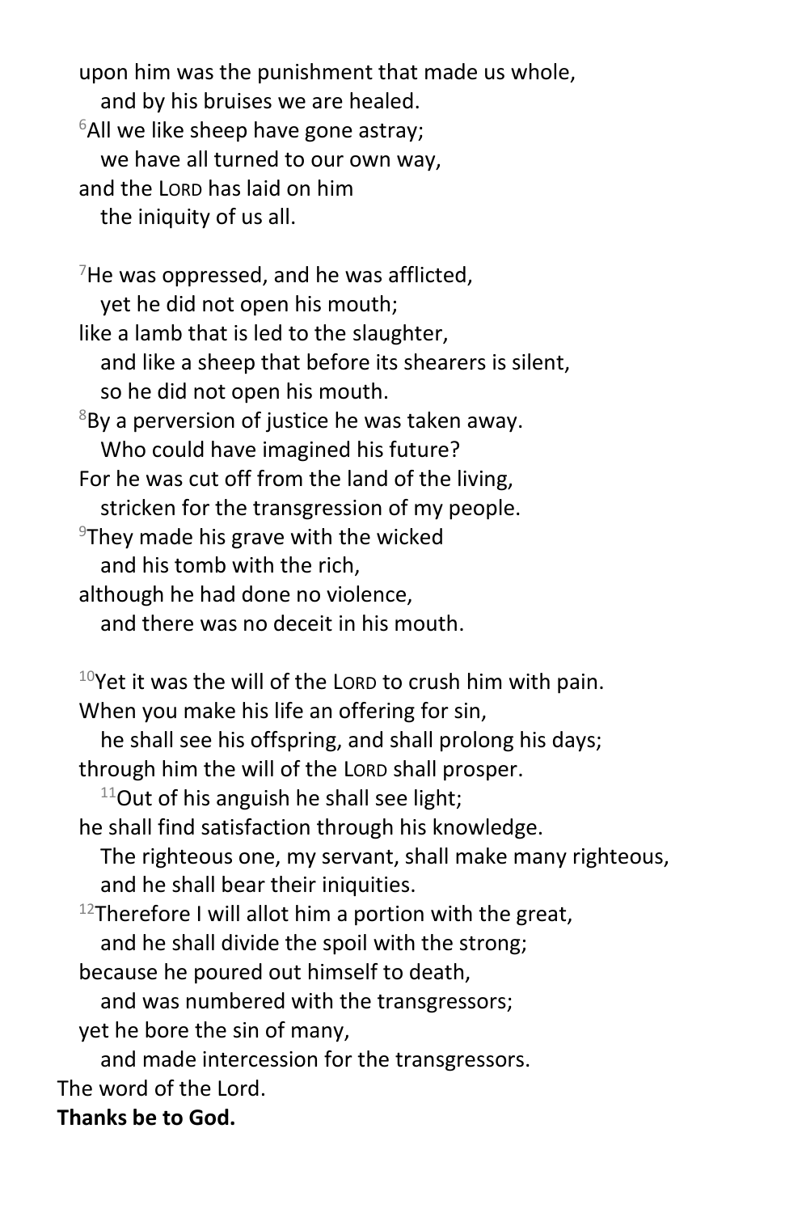upon him was the punishment that made us whole,
   and by his bruises we are healed.
[6]All we like sheep have gone astray;
   we have all turned to our own way,
and the LORD has laid on him
   the iniquity of us all.

[7]He was oppressed, and he was afflicted,
   yet he did not open his mouth;
like a lamb that is led to the slaughter,
   and like a sheep that before its shearers is silent,
   so he did not open his mouth.
[8]By a perversion of justice he was taken away.
   Who could have imagined his future?
For he was cut off from the land of the living,
   stricken for the transgression of my people.
[9]They made his grave with the wicked
   and his tomb with the rich,
although he had done no violence,
   and there was no deceit in his mouth.

[10]Yet it was the will of the LORD to crush him with pain.
When you make his life an offering for sin,
   he shall see his offspring, and shall prolong his days;
through him the will of the LORD shall prosper.
   [11]Out of his anguish he shall see light;
he shall find satisfaction through his knowledge.
   The righteous one, my servant, shall make many righteous,
   and he shall bear their iniquities.
[12]Therefore I will allot him a portion with the great,
   and he shall divide the spoil with the strong;
because he poured out himself to death,
   and was numbered with the transgressors;
yet he bore the sin of many,
   and made intercession for the transgressors.

The word of the Lord.

**Thanks be to God.**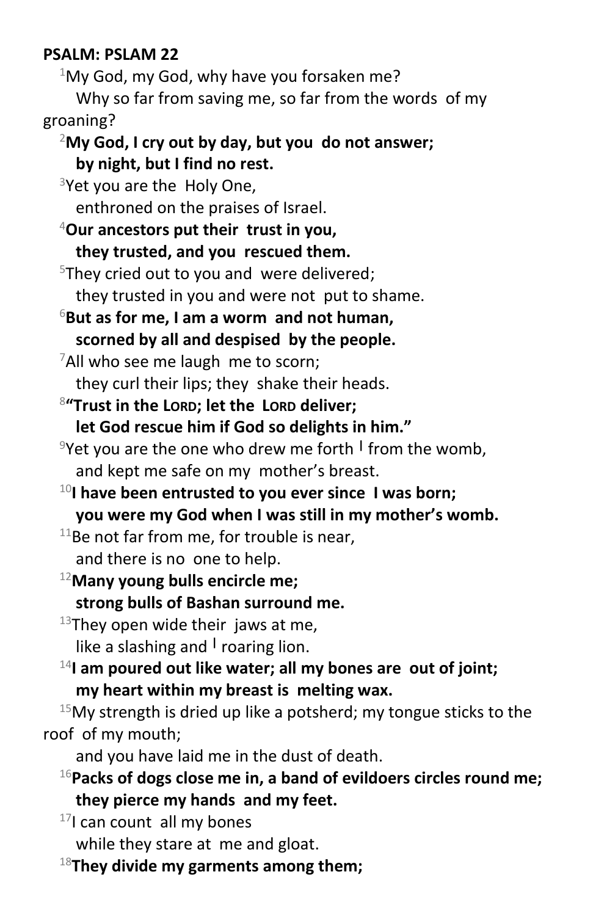**PSALM: PSLAM 22**

[1]My God, my God, why have you forsaken me?
Why so far from saving me, so far from the words of my groaning?

[2]**My God, I cry out by day, but you do not answer;**
**by night, but I find no rest.**

[3]Yet you are the Holy One,
enthroned on the praises of Israel.

[4]**Our ancestors put their trust in you,**
**they trusted, and you rescued them.**

[5]They cried out to you and were delivered;
they trusted in you and were not put to shame.

[6]**But as for me, I am a worm and not human,**
**scorned by all and despised by the people.**

[7]All who see me laugh me to scorn;
they curl their lips; they shake their heads.

[8]**"Trust in the LORD; let the LORD deliver;**
**let God rescue him if God so delights in him."**

[9]Yet you are the one who drew me forth | from the womb,
and kept me safe on my mother's breast.

[10]**I have been entrusted to you ever since I was born;**
**you were my God when I was still in my mother's womb.**

[11]Be not far from me, for trouble is near,
and there is no one to help.

[12]**Many young bulls encircle me;**
**strong bulls of Bashan surround me.**

[13]They open wide their jaws at me,
like a slashing and | roaring lion.

[14]**I am poured out like water; all my bones are out of joint;**
**my heart within my breast is melting wax.**

[15]My strength is dried up like a potsherd; my tongue sticks to the roof of my mouth;
and you have laid me in the dust of death.

[16]**Packs of dogs close me in, a band of evildoers circles round me;**
**they pierce my hands and my feet.**

[17]I can count all my bones
while they stare at me and gloat.

[18]**They divide my garments among them;**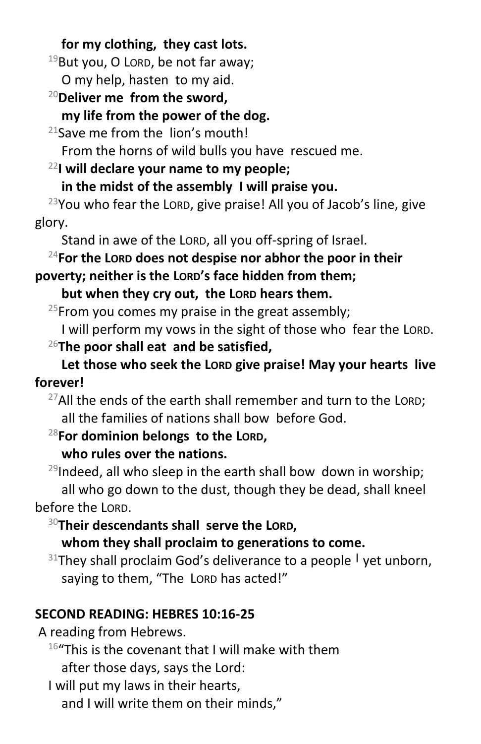**for my clothing, they cast lots.**

[19]But you, O LORD, be not far away;
O my help, hasten to my aid.

[20]**Deliver me from the sword,**
**my life from the power of the dog.**

[21]Save me from the lion's mouth!
From the horns of wild bulls you have rescued me.

[22]**I will declare your name to my people;**
**in the midst of the assembly I will praise you.**

[23]You who fear the LORD, give praise! All you of Jacob's line, give glory.
Stand in awe of the LORD, all you off-spring of Israel.

[24]**For the LORD does not despise nor abhor the poor in their poverty; neither is the LORD's face hidden from them;**
**but when they cry out, the LORD hears them.**

[25]From you comes my praise in the great assembly;
I will perform my vows in the sight of those who fear the LORD.

[26]**The poor shall eat and be satisfied,**
**Let those who seek the LORD give praise! May your hearts live forever!**

[27]All the ends of the earth shall remember and turn to the LORD;
all the families of nations shall bow before God.

[28]**For dominion belongs to the LORD,**
**who rules over the nations.**

[29]Indeed, all who sleep in the earth shall bow down in worship;
all who go down to the dust, though they be dead, shall kneel before the LORD.

[30]**Their descendants shall serve the LORD,**
**whom they shall proclaim to generations to come.**

[31]They shall proclaim God's deliverance to a people | yet unborn,
saying to them, "The LORD has acted!"

**SECOND READING: HEBRES 10:16-25**

A reading from Hebrews.

[16]"This is the covenant that I will make with them
after those days, says the Lord:
I will put my laws in their hearts,
and I will write them on their minds,"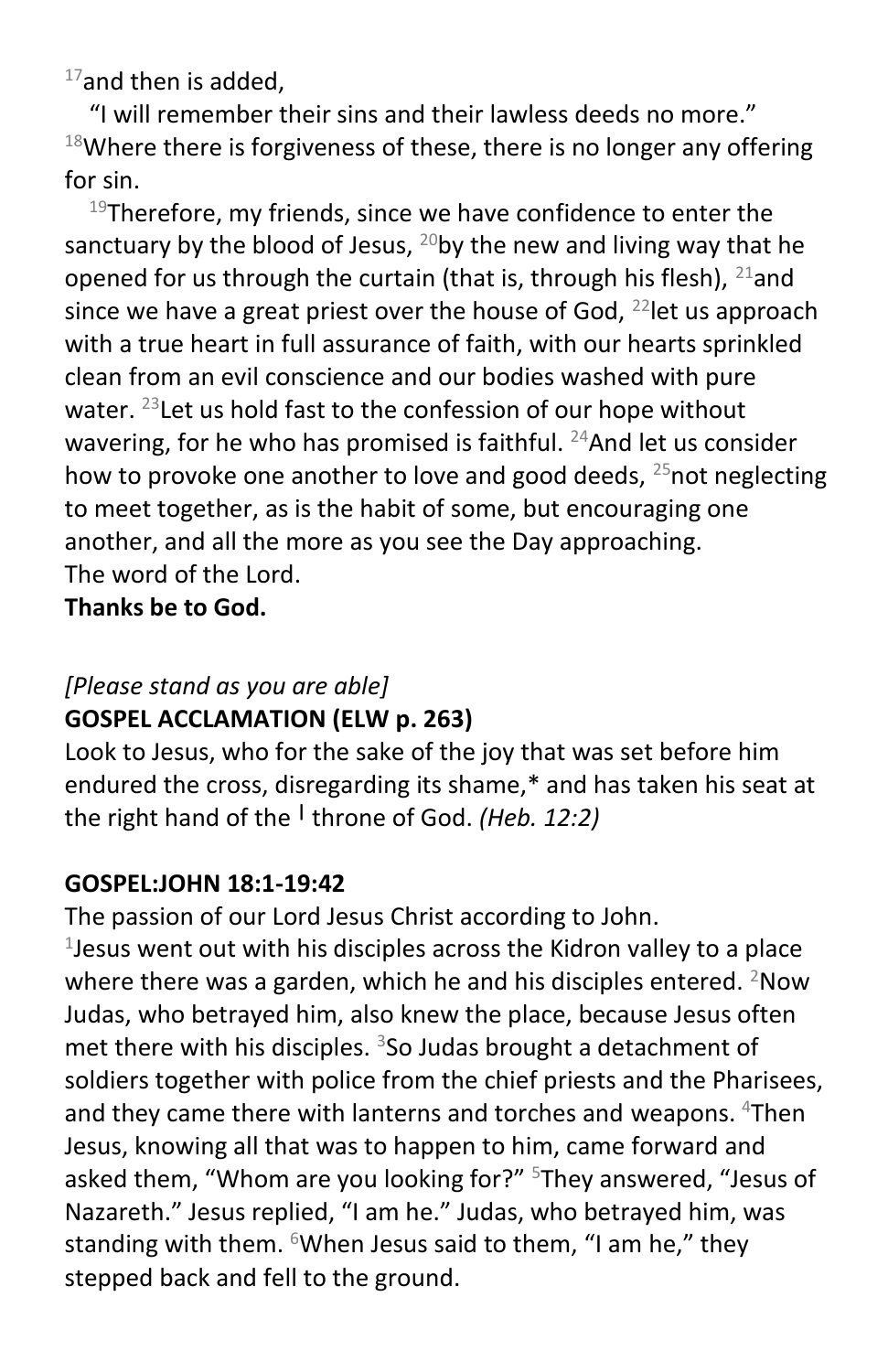[17]and then is added,

"I will remember their sins and their lawless deeds no more." [18]Where there is forgiveness of these, there is no longer any offering for sin.

[19]Therefore, my friends, since we have confidence to enter the sanctuary by the blood of Jesus, [20]by the new and living way that he opened for us through the curtain (that is, through his flesh), [21]and since we have a great priest over the house of God, [22]let us approach with a true heart in full assurance of faith, with our hearts sprinkled clean from an evil conscience and our bodies washed with pure water. [23]Let us hold fast to the confession of our hope without wavering, for he who has promised is faithful. [24]And let us consider how to provoke one another to love and good deeds, [25]not neglecting to meet together, as is the habit of some, but encouraging one another, and all the more as you see the Day approaching.
The word of the Lord.
**Thanks be to God.**

*[Please stand as you are able]*
**GOSPEL ACCLAMATION (ELW p. 263)**
Look to Jesus, who for the sake of the joy that was set before him endured the cross, disregarding its shame,* and has taken his seat at the right hand of the | throne of God. *(Heb. 12:2)*

**GOSPEL:JOHN 18:1-19:42**
The passion of our Lord Jesus Christ according to John.
[1]Jesus went out with his disciples across the Kidron valley to a place where there was a garden, which he and his disciples entered. [2]Now Judas, who betrayed him, also knew the place, because Jesus often met there with his disciples. [3]So Judas brought a detachment of soldiers together with police from the chief priests and the Pharisees, and they came there with lanterns and torches and weapons. [4]Then Jesus, knowing all that was to happen to him, came forward and asked them, "Whom are you looking for?" [5]They answered, "Jesus of Nazareth." Jesus replied, "I am he." Judas, who betrayed him, was standing with them. [6]When Jesus said to them, "I am he," they stepped back and fell to the ground.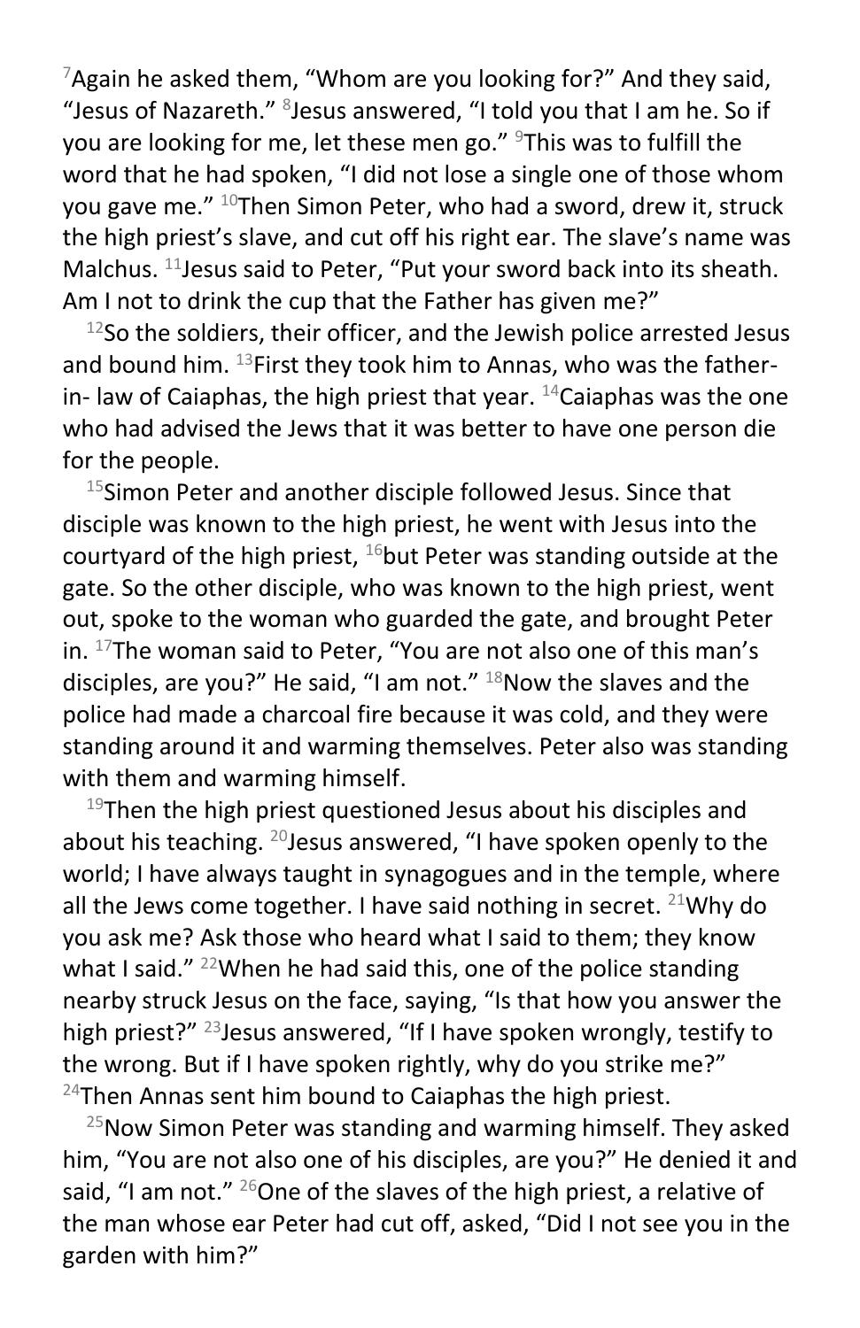[7]Again he asked them, "Whom are you looking for?" And they said, "Jesus of Nazareth." [8]Jesus answered, "I told you that I am he. So if you are looking for me, let these men go." [9]This was to fulfill the word that he had spoken, "I did not lose a single one of those whom you gave me." [10]Then Simon Peter, who had a sword, drew it, struck the high priest's slave, and cut off his right ear. The slave's name was Malchus. [11]Jesus said to Peter, "Put your sword back into its sheath. Am I not to drink the cup that the Father has given me?"

[12]So the soldiers, their officer, and the Jewish police arrested Jesus and bound him. [13]First they took him to Annas, who was the father-in- law of Caiaphas, the high priest that year. [14]Caiaphas was the one who had advised the Jews that it was better to have one person die for the people.

[15]Simon Peter and another disciple followed Jesus. Since that disciple was known to the high priest, he went with Jesus into the courtyard of the high priest, [16]but Peter was standing outside at the gate. So the other disciple, who was known to the high priest, went out, spoke to the woman who guarded the gate, and brought Peter in. [17]The woman said to Peter, "You are not also one of this man's disciples, are you?" He said, "I am not." [18]Now the slaves and the police had made a charcoal fire because it was cold, and they were standing around it and warming themselves. Peter also was standing with them and warming himself.

[19]Then the high priest questioned Jesus about his disciples and about his teaching. [20]Jesus answered, "I have spoken openly to the world; I have always taught in synagogues and in the temple, where all the Jews come together. I have said nothing in secret. [21]Why do you ask me? Ask those who heard what I said to them; they know what I said." [22]When he had said this, one of the police standing nearby struck Jesus on the face, saying, "Is that how you answer the high priest?" [23]Jesus answered, "If I have spoken wrongly, testify to the wrong. But if I have spoken rightly, why do you strike me?" [24]Then Annas sent him bound to Caiaphas the high priest.

[25]Now Simon Peter was standing and warming himself. They asked him, "You are not also one of his disciples, are you?" He denied it and said, "I am not." [26]One of the slaves of the high priest, a relative of the man whose ear Peter had cut off, asked, "Did I not see you in the garden with him?"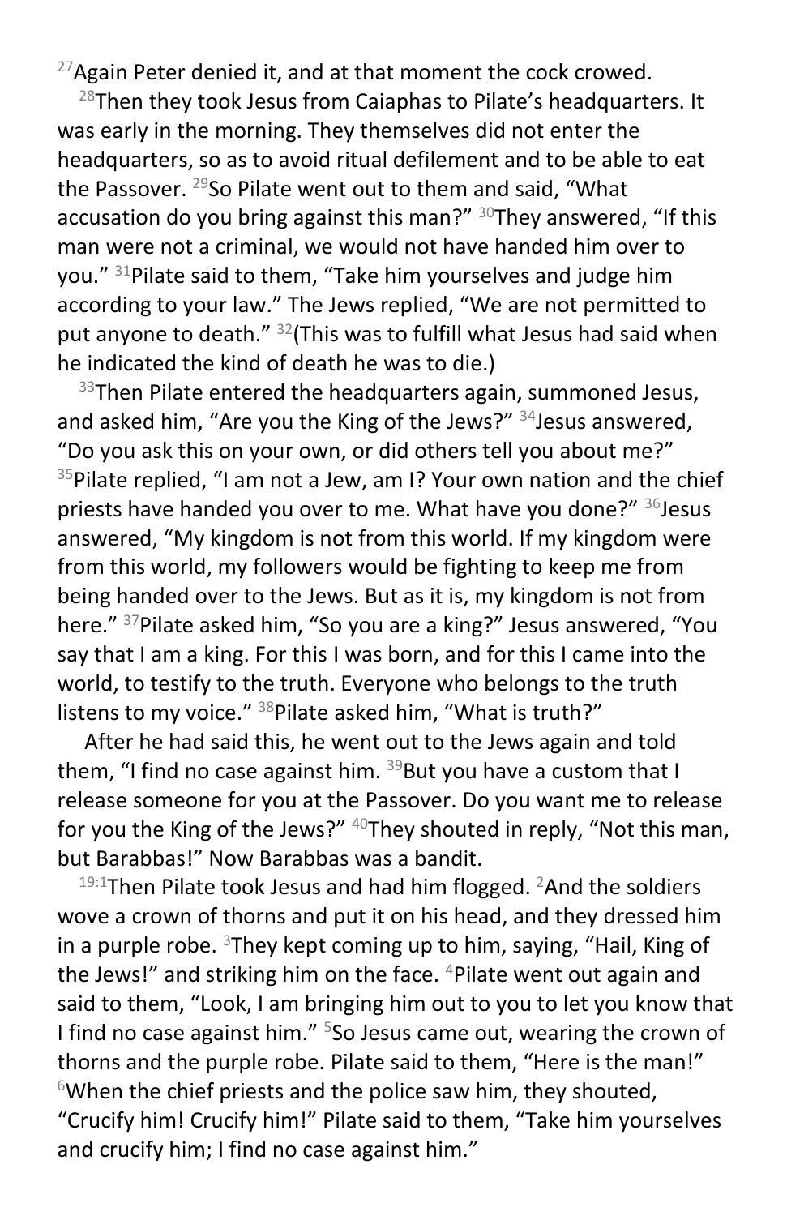[27]Again Peter denied it, and at that moment the cock crowed.

[28]Then they took Jesus from Caiaphas to Pilate's headquarters. It was early in the morning. They themselves did not enter the headquarters, so as to avoid ritual defilement and to be able to eat the Passover. [29]So Pilate went out to them and said, "What accusation do you bring against this man?" [30]They answered, "If this man were not a criminal, we would not have handed him over to you." [31]Pilate said to them, "Take him yourselves and judge him according to your law." The Jews replied, "We are not permitted to put anyone to death." [32](This was to fulfill what Jesus had said when he indicated the kind of death he was to die.)

[33]Then Pilate entered the headquarters again, summoned Jesus, and asked him, "Are you the King of the Jews?" [34]Jesus answered, "Do you ask this on your own, or did others tell you about me?" [35]Pilate replied, "I am not a Jew, am I? Your own nation and the chief priests have handed you over to me. What have you done?" [36]Jesus answered, "My kingdom is not from this world. If my kingdom were from this world, my followers would be fighting to keep me from being handed over to the Jews. But as it is, my kingdom is not from here." [37]Pilate asked him, "So you are a king?" Jesus answered, "You say that I am a king. For this I was born, and for this I came into the world, to testify to the truth. Everyone who belongs to the truth listens to my voice." [38]Pilate asked him, "What is truth?"

After he had said this, he went out to the Jews again and told them, "I find no case against him. [39]But you have a custom that I release someone for you at the Passover. Do you want me to release for you the King of the Jews?" [40]They shouted in reply, "Not this man, but Barabbas!" Now Barabbas was a bandit.

[19:1]Then Pilate took Jesus and had him flogged. [2]And the soldiers wove a crown of thorns and put it on his head, and they dressed him in a purple robe. [3]They kept coming up to him, saying, "Hail, King of the Jews!" and striking him on the face. [4]Pilate went out again and said to them, "Look, I am bringing him out to you to let you know that I find no case against him." [5]So Jesus came out, wearing the crown of thorns and the purple robe. Pilate said to them, "Here is the man!" [6]When the chief priests and the police saw him, they shouted, "Crucify him! Crucify him!" Pilate said to them, "Take him yourselves and crucify him; I find no case against him."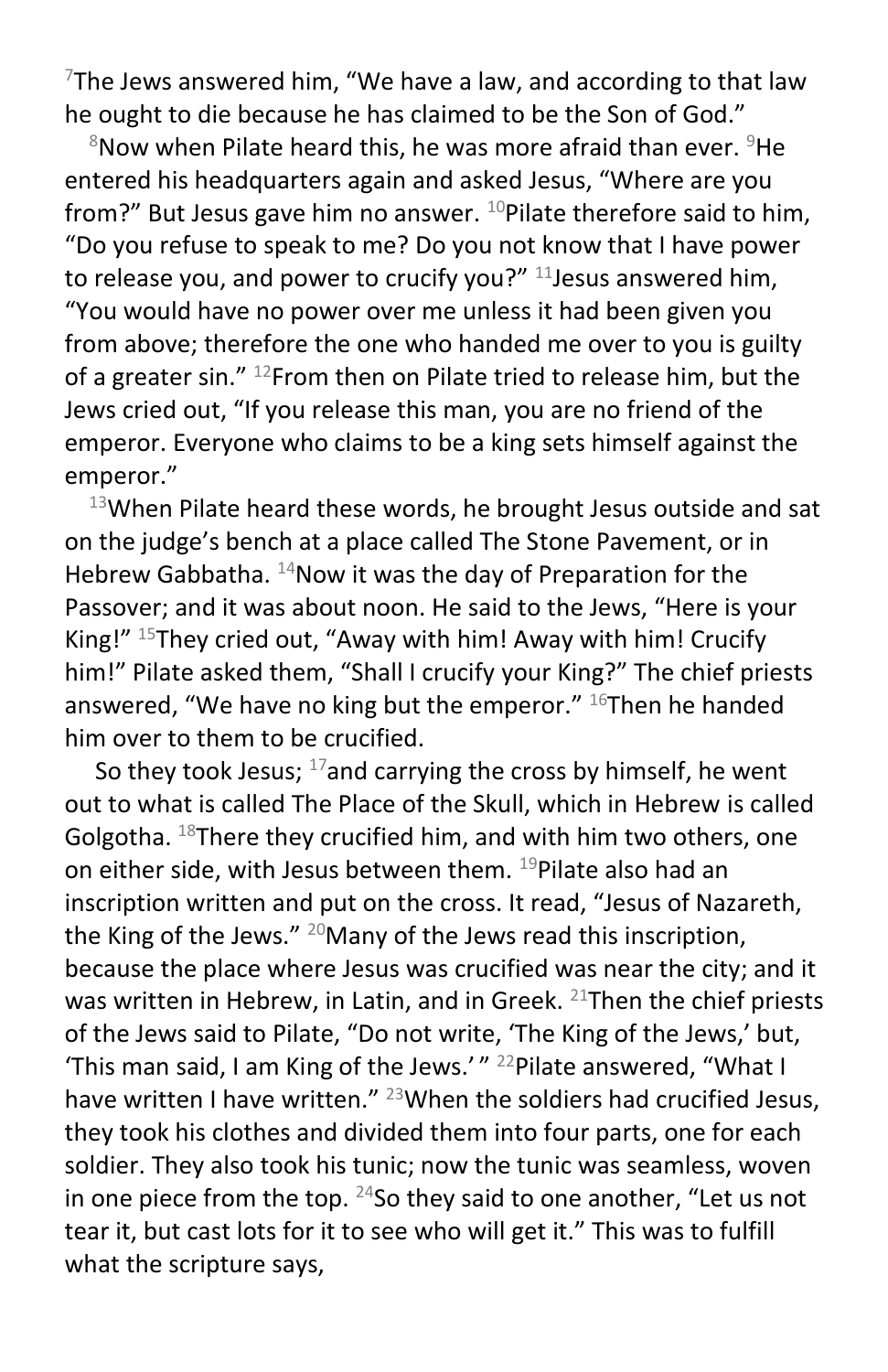[7]The Jews answered him, “We have a law, and according to that law he ought to die because he has claimed to be the Son of God.”

[8]Now when Pilate heard this, he was more afraid than ever. [9]He entered his headquarters again and asked Jesus, “Where are you from?” But Jesus gave him no answer. [10]Pilate therefore said to him, “Do you refuse to speak to me? Do you not know that I have power to release you, and power to crucify you?” [11]Jesus answered him, “You would have no power over me unless it had been given you from above; therefore the one who handed me over to you is guilty of a greater sin.” [12]From then on Pilate tried to release him, but the Jews cried out, “If you release this man, you are no friend of the emperor. Everyone who claims to be a king sets himself against the emperor.”

[13]When Pilate heard these words, he brought Jesus outside and sat on the judge’s bench at a place called The Stone Pavement, or in Hebrew Gabbatha. [14]Now it was the day of Preparation for the Passover; and it was about noon. He said to the Jews, “Here is your King!” [15]They cried out, “Away with him! Away with him! Crucify him!” Pilate asked them, “Shall I crucify your King?” The chief priests answered, “We have no king but the emperor.” [16]Then he handed him over to them to be crucified.

So they took Jesus; [17]and carrying the cross by himself, he went out to what is called The Place of the Skull, which in Hebrew is called Golgotha. [18]There they crucified him, and with him two others, one on either side, with Jesus between them. [19]Pilate also had an inscription written and put on the cross. It read, “Jesus of Nazareth, the King of the Jews.” [20]Many of the Jews read this inscription, because the place where Jesus was crucified was near the city; and it was written in Hebrew, in Latin, and in Greek. [21]Then the chief priests of the Jews said to Pilate, “Do not write, ‘The King of the Jews,’ but, ‘This man said, I am King of the Jews.’ ” [22]Pilate answered, “What I have written I have written.” [23]When the soldiers had crucified Jesus, they took his clothes and divided them into four parts, one for each soldier. They also took his tunic; now the tunic was seamless, woven in one piece from the top. [24]So they said to one another, “Let us not tear it, but cast lots for it to see who will get it.” This was to fulfill what the scripture says,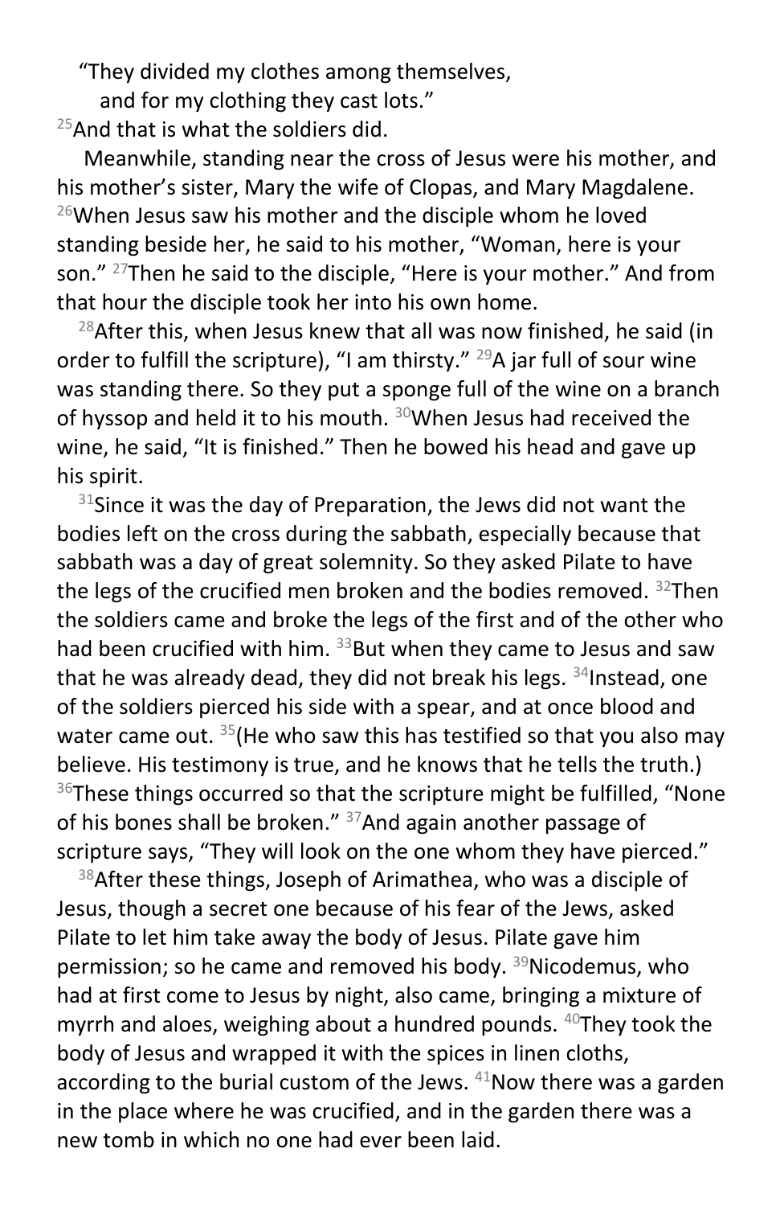"They divided my clothes among themselves,
and for my clothing they cast lots."

[25]And that is what the soldiers did.

Meanwhile, standing near the cross of Jesus were his mother, and his mother's sister, Mary the wife of Clopas, and Mary Magdalene. [26]When Jesus saw his mother and the disciple whom he loved standing beside her, he said to his mother, "Woman, here is your son." [27]Then he said to the disciple, "Here is your mother." And from that hour the disciple took her into his own home.

[28]After this, when Jesus knew that all was now finished, he said (in order to fulfill the scripture), "I am thirsty." [29]A jar full of sour wine was standing there. So they put a sponge full of the wine on a branch of hyssop and held it to his mouth. [30]When Jesus had received the wine, he said, "It is finished." Then he bowed his head and gave up his spirit.

[31]Since it was the day of Preparation, the Jews did not want the bodies left on the cross during the sabbath, especially because that sabbath was a day of great solemnity. So they asked Pilate to have the legs of the crucified men broken and the bodies removed. [32]Then the soldiers came and broke the legs of the first and of the other who had been crucified with him. [33]But when they came to Jesus and saw that he was already dead, they did not break his legs. [34]Instead, one of the soldiers pierced his side with a spear, and at once blood and water came out. [35](He who saw this has testified so that you also may believe. His testimony is true, and he knows that he tells the truth.) [36]These things occurred so that the scripture might be fulfilled, "None of his bones shall be broken." [37]And again another passage of scripture says, "They will look on the one whom they have pierced."

[38]After these things, Joseph of Arimathea, who was a disciple of Jesus, though a secret one because of his fear of the Jews, asked Pilate to let him take away the body of Jesus. Pilate gave him permission; so he came and removed his body. [39]Nicodemus, who had at first come to Jesus by night, also came, bringing a mixture of myrrh and aloes, weighing about a hundred pounds. [40]They took the body of Jesus and wrapped it with the spices in linen cloths, according to the burial custom of the Jews. [41]Now there was a garden in the place where he was crucified, and in the garden there was a new tomb in which no one had ever been laid.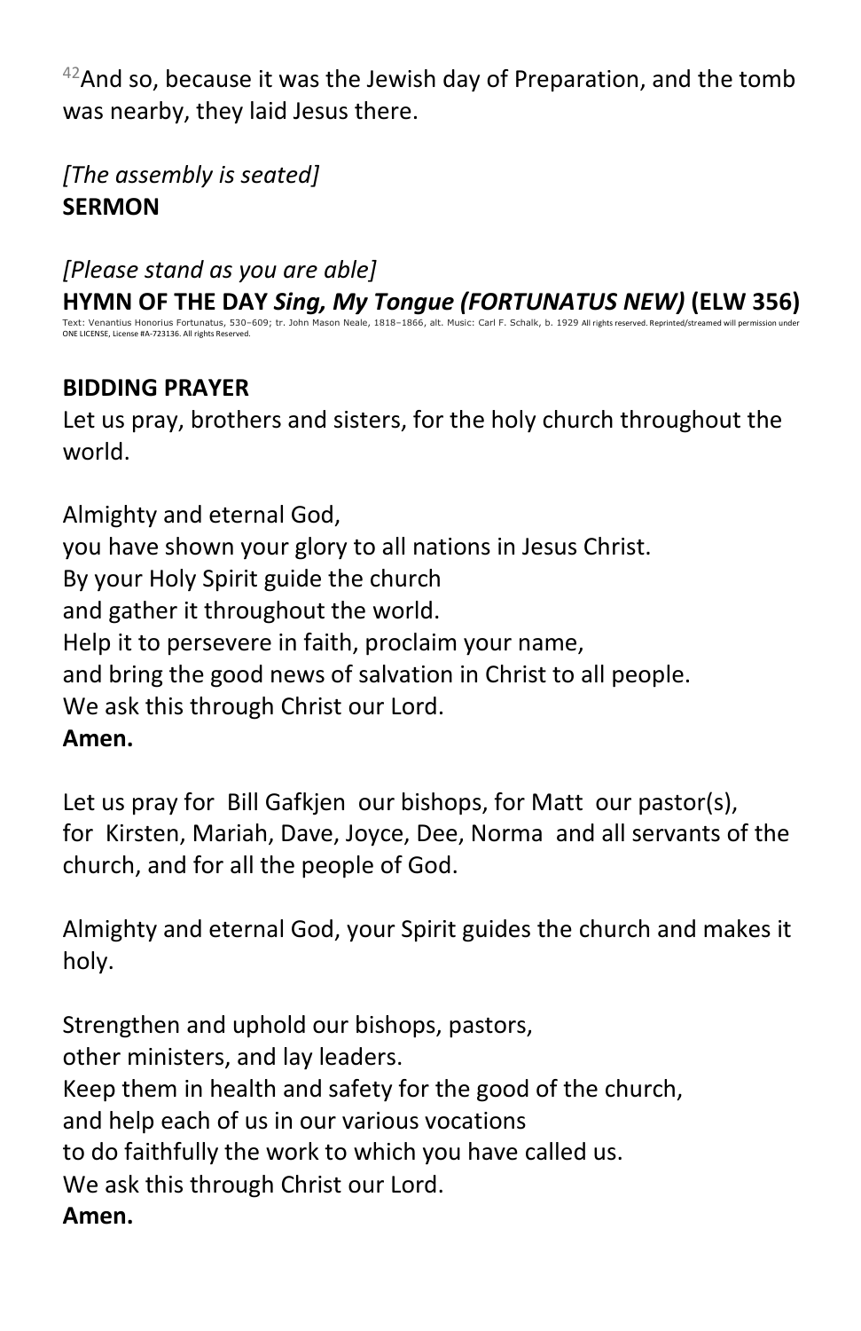[42]And so, because it was the Jewish day of Preparation, and the tomb was nearby, they laid Jesus there.

*[The assembly is seated]*
**SERMON**

*[Please stand as you are able]*
**HYMN OF THE DAY *Sing, My Tongue (FORTUNATUS NEW)* (ELW 356)**
Text: Venantius Honorius Fortunatus, 530–609; tr. John Mason Neale, 1818–1866, alt. Music: Carl F. Schalk, b. 1929 All rights reserved. Reprinted/streamed will permission under ONE LICENSE, License #A-723136. All rights Reserved.

**BIDDING PRAYER**
Let us pray, brothers and sisters, for the holy church throughout the world.

Almighty and eternal God,
you have shown your glory to all nations in Jesus Christ.
By your Holy Spirit guide the church
and gather it throughout the world.
Help it to persevere in faith, proclaim your name,
and bring the good news of salvation in Christ to all people.
We ask this through Christ our Lord.
**Amen.**

Let us pray for Bill Gafkjen our bishops, for Matt our pastor(s), for Kirsten, Mariah, Dave, Joyce, Dee, Norma and all servants of the church, and for all the people of God.

Almighty and eternal God, your Spirit guides the church and makes it holy.

Strengthen and uphold our bishops, pastors,
other ministers, and lay leaders.
Keep them in health and safety for the good of the church,
and help each of us in our various vocations
to do faithfully the work to which you have called us.
We ask this through Christ our Lord.
**Amen.**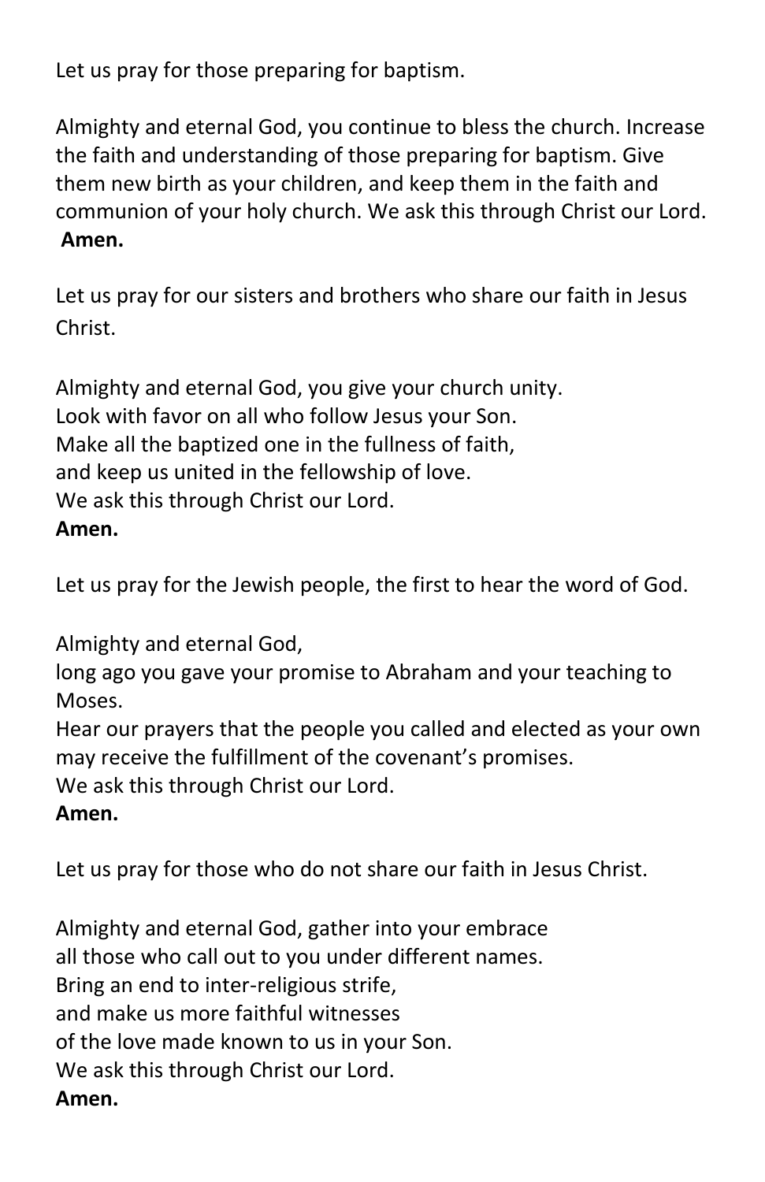Let us pray for those preparing for baptism.

Almighty and eternal God, you continue to bless the church. Increase the faith and understanding of those preparing for baptism. Give them new birth as your children, and keep them in the faith and communion of your holy church. We ask this through Christ our Lord. **Amen.**

Let us pray for our sisters and brothers who share our faith in Jesus Christ.

Almighty and eternal God, you give your church unity.  
Look with favor on all who follow Jesus your Son.  
Make all the baptized one in the fullness of faith,  
and keep us united in the fellowship of love.  
We ask this through Christ our Lord.  
**Amen.**

Let us pray for the Jewish people, the first to hear the word of God.

Almighty and eternal God,  
long ago you gave your promise to Abraham and your teaching to Moses.  
Hear our prayers that the people you called and elected as your own may receive the fulfillment of the covenant's promises.  
We ask this through Christ our Lord.  
**Amen.**

Let us pray for those who do not share our faith in Jesus Christ.

Almighty and eternal God, gather into your embrace  
all those who call out to you under different names.  
Bring an end to inter-religious strife,  
and make us more faithful witnesses  
of the love made known to us in your Son.  
We ask this through Christ our Lord.  
**Amen.**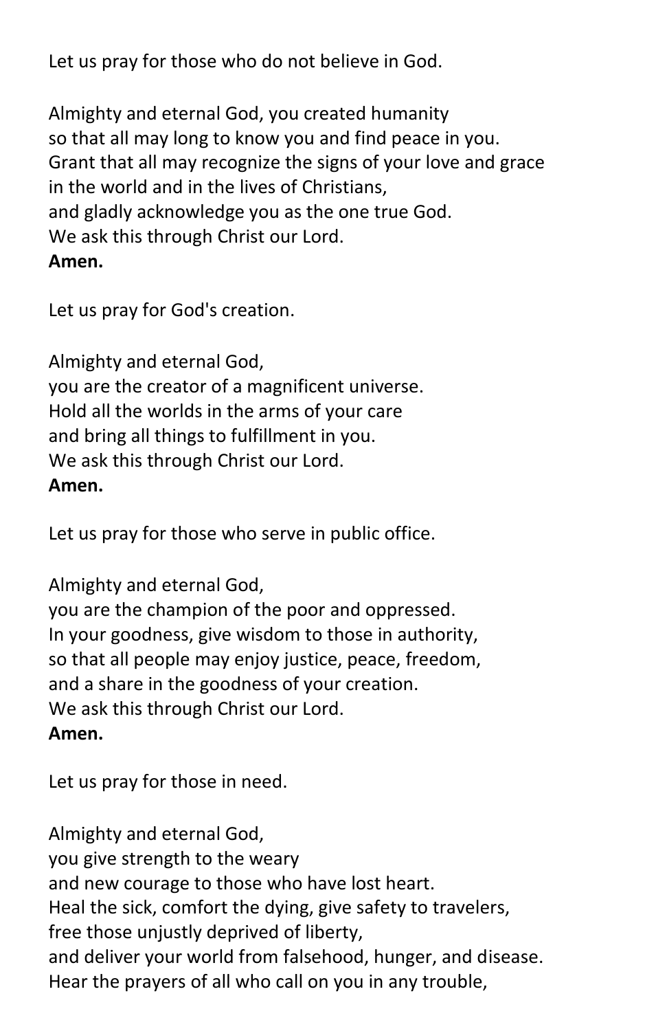Let us pray for those who do not believe in God.

Almighty and eternal God, you created humanity
so that all may long to know you and find peace in you.
Grant that all may recognize the signs of your love and grace
in the world and in the lives of Christians,
and gladly acknowledge you as the one true God.
We ask this through Christ our Lord.
**Amen.**

Let us pray for God's creation.

Almighty and eternal God,
you are the creator of a magnificent universe.
Hold all the worlds in the arms of your care
and bring all things to fulfillment in you.
We ask this through Christ our Lord.
**Amen.**

Let us pray for those who serve in public office.

Almighty and eternal God,
you are the champion of the poor and oppressed.
In your goodness, give wisdom to those in authority,
so that all people may enjoy justice, peace, freedom,
and a share in the goodness of your creation.
We ask this through Christ our Lord.
**Amen.**

Let us pray for those in need.

Almighty and eternal God,
you give strength to the weary
and new courage to those who have lost heart.
Heal the sick, comfort the dying, give safety to travelers,
free those unjustly deprived of liberty,
and deliver your world from falsehood, hunger, and disease.
Hear the prayers of all who call on you in any trouble,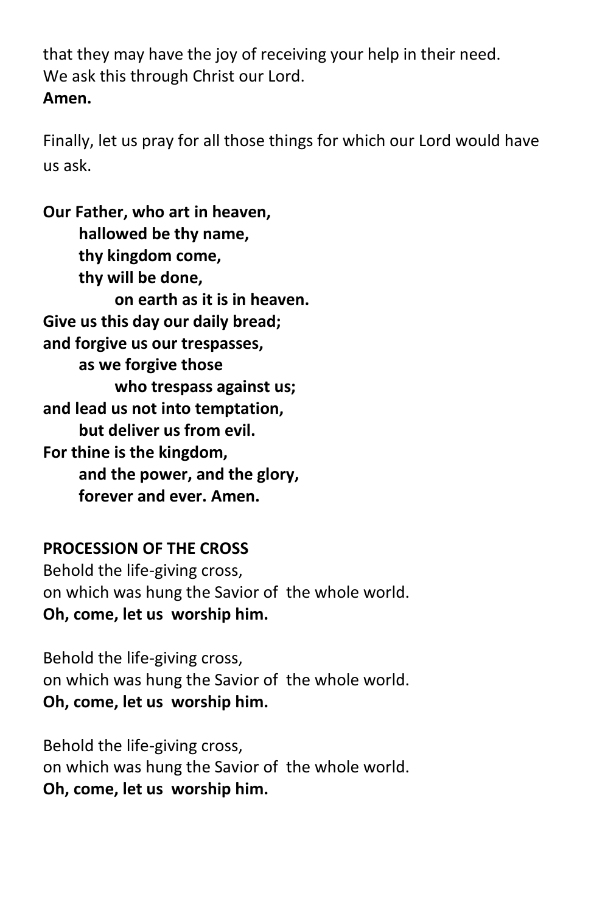that they may have the joy of receiving your help in their need.
We ask this through Christ our Lord.
**Amen.**

Finally, let us pray for all those things for which our Lord would have us ask.

**Our Father, who art in heaven,**
**hallowed be thy name,**
**thy kingdom come,**
**thy will be done,**
**on earth as it is in heaven.**
**Give us this day our daily bread;**
**and forgive us our trespasses,**
**as we forgive those**
**who trespass against us;**
**and lead us not into temptation,**
**but deliver us from evil.**
**For thine is the kingdom,**
**and the power, and the glory,**
**forever and ever. Amen.**

**PROCESSION OF THE CROSS**

Behold the life-giving cross,
on which was hung the Savior of the whole world.
**Oh, come, let us worship him.**

Behold the life-giving cross,
on which was hung the Savior of the whole world.
**Oh, come, let us worship him.**

Behold the life-giving cross,
on which was hung the Savior of the whole world.
**Oh, come, let us worship him.**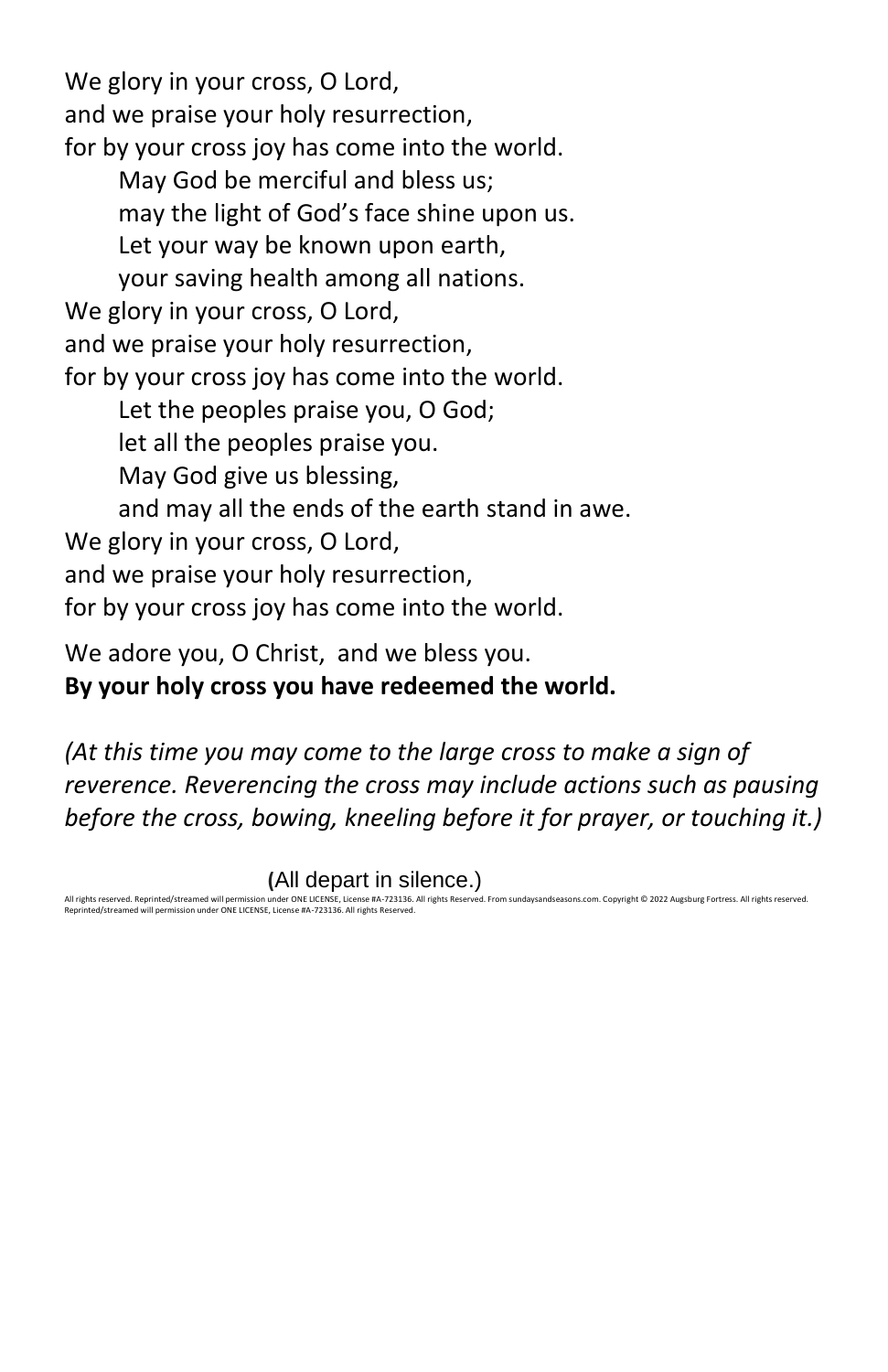We glory in your cross, O Lord,
and we praise your holy resurrection,
for by your cross joy has come into the world.

May God be merciful and bless us;
may the light of God's face shine upon us.
Let your way be known upon earth,
your saving health among all nations.

We glory in your cross, O Lord,
and we praise your holy resurrection,
for by your cross joy has come into the world.

Let the peoples praise you, O God;
let all the peoples praise you.
May God give us blessing,
and may all the ends of the earth stand in awe.

We glory in your cross, O Lord,
and we praise your holy resurrection,
for by your cross joy has come into the world.

We adore you, O Christ, and we bless you.
**By your holy cross you have redeemed the world.**

*(At this time you may come to the large cross to make a sign of reverence. Reverencing the cross may include actions such as pausing before the cross, bowing, kneeling before it for prayer, or touching it.)*

(All depart in silence.)

All rights reserved. Reprinted/streamed will permission under ONE LICENSE, License #A-723136. All rights Reserved. From sundaysandseasons.com. Copyright © 2022 Augsburg Fortress. All rights reserved. Reprinted/streamed will permission under ONE LICENSE, License #A-723136. All rights Reserved.